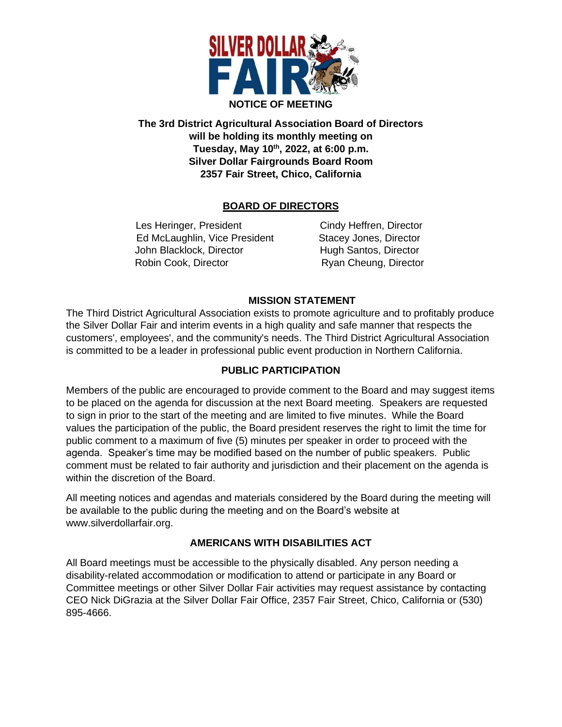# NOTICE OF MEETING

**The 3rd District Agricultural Association Board of Directors will be holding its monthly meeting on Tuesday, May 10th, 2022, at 6:00 p.m.**
**Silver Dollar Fairgrounds Board Room**
**2357 Fair Street, Chico, California**

## BOARD OF DIRECTORS

Les Heringer, President
Ed McLaughlin, Vice President
John Blacklock, Director
Robin Cook, Director
Cindy Heffren, Director
Stacey Jones, Director
Hugh Santos, Director
Ryan Cheung, Director

## MISSION STATEMENT

The Third District Agricultural Association exists to promote agriculture and to profitably produce the Silver Dollar Fair and interim events in a high quality and safe manner that respects the customers', employees', and the community's needs. The Third District Agricultural Association is committed to be a leader in professional public event production in Northern California.

## PUBLIC PARTICIPATION

Members of the public are encouraged to provide comment to the Board and may suggest items to be placed on the agenda for discussion at the next Board meeting. Speakers are requested to sign in prior to the start of the meeting and are limited to five minutes. While the Board values the participation of the public, the Board president reserves the right to limit the time for public comment to a maximum of five (5) minutes per speaker in order to proceed with the agenda. Speaker's time may be modified based on the number of public speakers. Public comment must be related to fair authority and jurisdiction and their placement on the agenda is within the discretion of the Board.

All meeting notices and agendas and materials considered by the Board during the meeting will be available to the public during the meeting and on the Board's website at www.silverdollarfair.org.

## AMERICANS WITH DISABILITIES ACT

All Board meetings must be accessible to the physically disabled. Any person needing a disability-related accommodation or modification to attend or participate in any Board or Committee meetings or other Silver Dollar Fair activities may request assistance by contacting CEO Nick DiGrazia at the Silver Dollar Fair Office, 2357 Fair Street, Chico, California or (530) 895-4666.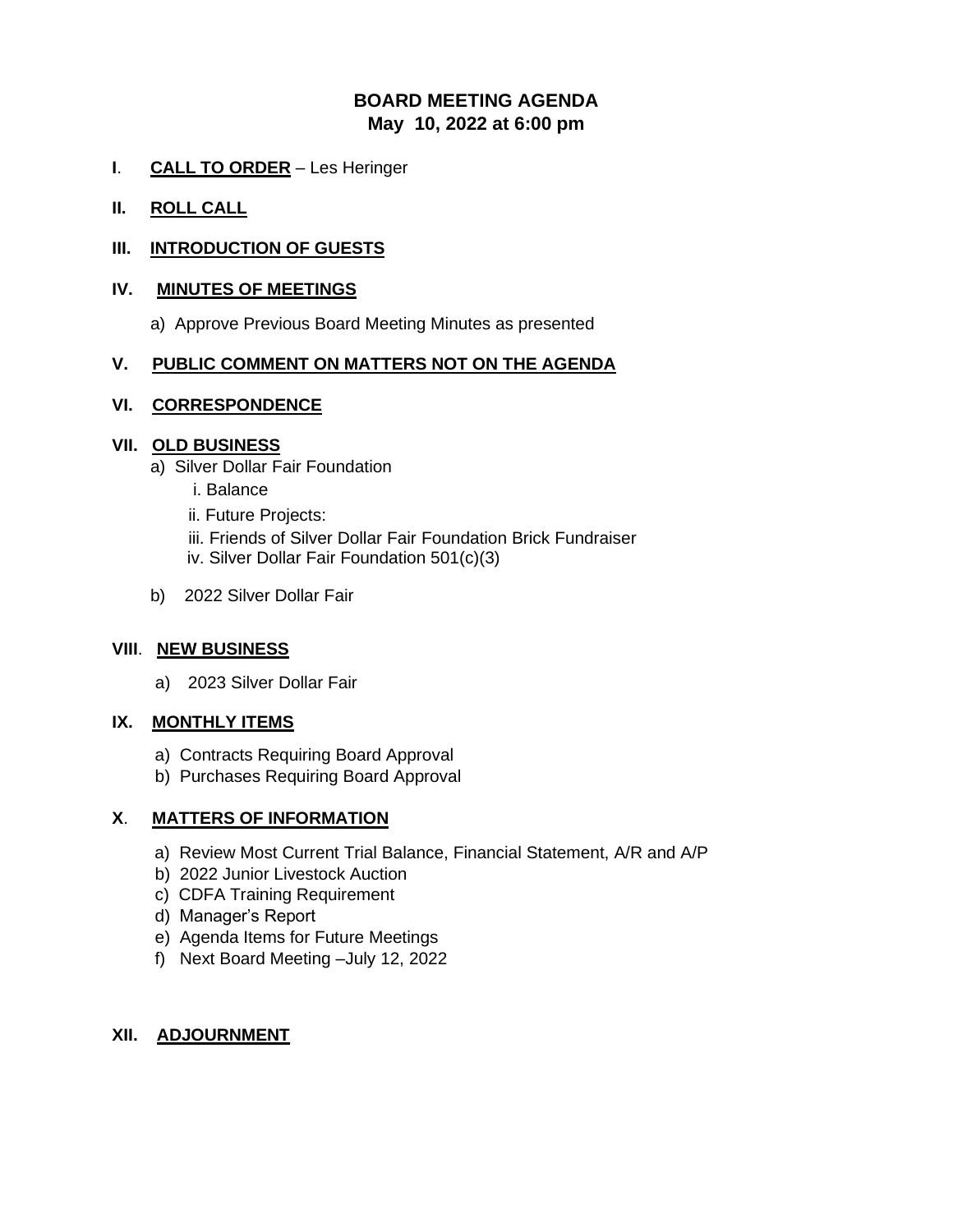# BOARD MEETING AGENDA
## May 10, 2022 at 6:00 pm

**I**. **CALL TO ORDER** – Les Heringer

**II. ROLL CALL**

**III. INTRODUCTION OF GUESTS**

**IV. MINUTES OF MEETINGS**

a) Approve Previous Board Meeting Minutes as presented

**V. PUBLIC COMMENT ON MATTERS NOT ON THE AGENDA**

**VI. CORRESPONDENCE**

**VII. OLD BUSINESS**

a) Silver Dollar Fair Foundation
   - i. Balance
   - ii. Future Projects:
   - iii. Friends of Silver Dollar Fair Foundation Brick Fundraiser
   - iv. Silver Dollar Fair Foundation 501(c)(3)

b) 2022 Silver Dollar Fair

**VIII**. **NEW BUSINESS**

a) 2023 Silver Dollar Fair

**IX. MONTHLY ITEMS**

a) Contracts Requiring Board Approval
b) Purchases Requiring Board Approval

**X**. **MATTERS OF INFORMATION**

a) Review Most Current Trial Balance, Financial Statement, A/R and A/P
b) 2022 Junior Livestock Auction
c) CDFA Training Requirement
d) Manager's Report
e) Agenda Items for Future Meetings
f) Next Board Meeting –July 12, 2022

**XII. ADJOURNMENT**